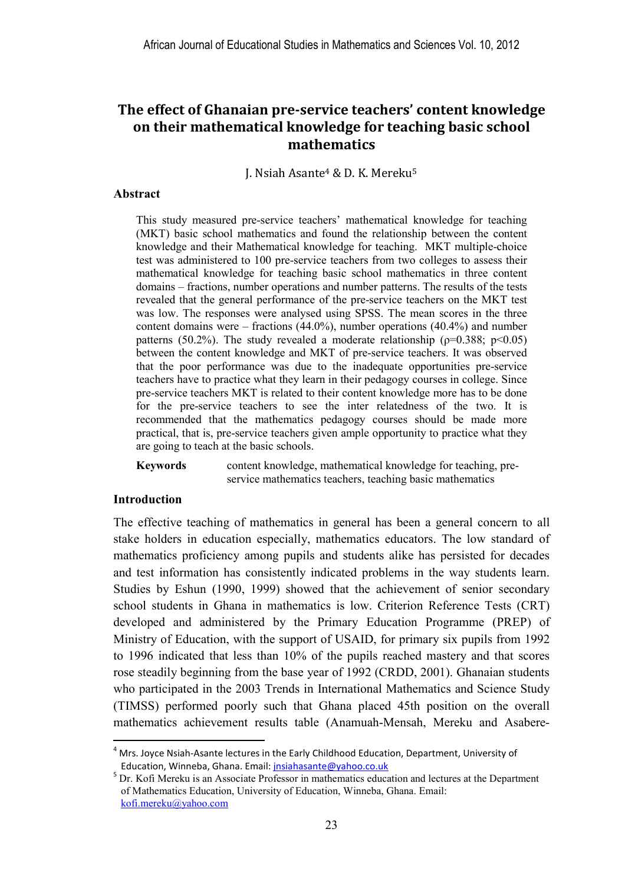# The effect of Ghanaian pre-service teachers' content knowledge on their mathematical knowledge for teaching basic school mathematics

J. Nsiah Asante[4] & D. K. Mereku[5]

## Abstract

This study measured pre-service teachers' mathematical knowledge for teaching (MKT) basic school mathematics and found the relationship between the content knowledge and their Mathematical knowledge for teaching. MKT multiple-choice test was administered to 100 pre-service teachers from two colleges to assess their mathematical knowledge for teaching basic school mathematics in three content domains – fractions, number operations and number patterns. The results of the tests revealed that the general performance of the pre-service teachers on the MKT test was low. The responses were analysed using SPSS. The mean scores in the three content domains were – fractions (44.0%), number operations (40.4%) and number patterns (50.2%). The study revealed a moderate relationship ($\rho=0.388$; $p<0.05$) between the content knowledge and MKT of pre-service teachers. It was observed that the poor performance was due to the inadequate opportunities pre-service teachers have to practice what they learn in their pedagogy courses in college. Since pre-service teachers MKT is related to their content knowledge more has to be done for the pre-service teachers to see the inter relatedness of the two. It is recommended that the mathematics pedagogy courses should be made more practical, that is, pre-service teachers given ample opportunity to practice what they are going to teach at the basic schools.

**Keywords** content knowledge, mathematical knowledge for teaching, pre-service mathematics teachers, teaching basic mathematics

## Introduction

The effective teaching of mathematics in general has been a general concern to all stake holders in education especially, mathematics educators. The low standard of mathematics proficiency among pupils and students alike has persisted for decades and test information has consistently indicated problems in the way students learn. Studies by Eshun (1990, 1999) showed that the achievement of senior secondary school students in Ghana in mathematics is low. Criterion Reference Tests (CRT) developed and administered by the Primary Education Programme (PREP) of Ministry of Education, with the support of USAID, for primary six pupils from 1992 to 1996 indicated that less than 10% of the pupils reached mastery and that scores rose steadily beginning from the base year of 1992 (CRDD, 2001). Ghanaian students who participated in the 2003 Trends in International Mathematics and Science Study (TIMSS) performed poorly such that Ghana placed 45th position on the overall mathematics achievement results table (Anamuah-Mensah, Mereku and Asabere-

---

[4] Mrs. Joyce Nsiah-Asante lectures in the Early Childhood Education, Department, University of Education, Winneba, Ghana. Email: jnsiahasante@yahoo.co.uk

[5] Dr. Kofi Mereku is an Associate Professor in mathematics education and lectures at the Department of Mathematics Education, University of Education, Winneba, Ghana. Email: kofi.mereku@yahoo.com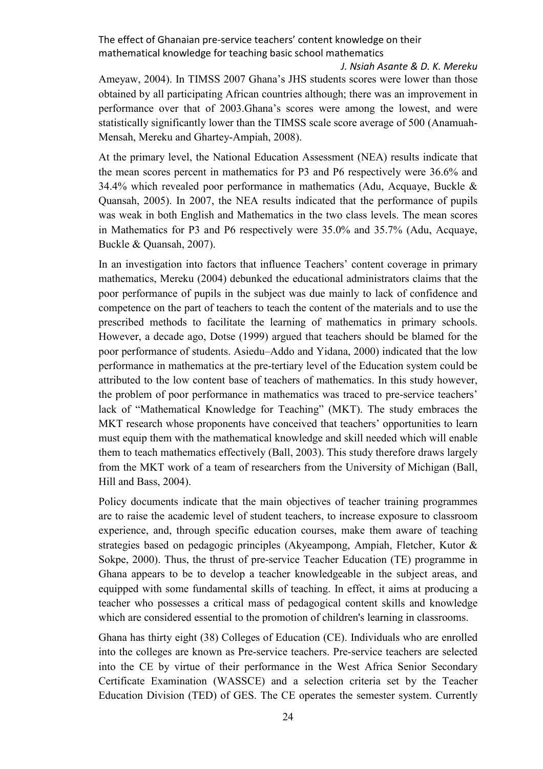Ameyaw, 2004). In TIMSS 2007 Ghana's JHS students scores were lower than those obtained by all participating African countries although; there was an improvement in performance over that of 2003.Ghana's scores were among the lowest, and were statistically significantly lower than the TIMSS scale score average of 500 (Anamuah-Mensah, Mereku and Ghartey-Ampiah, 2008).

At the primary level, the National Education Assessment (NEA) results indicate that the mean scores percent in mathematics for P3 and P6 respectively were 36.6% and 34.4% which revealed poor performance in mathematics (Adu, Acquaye, Buckle & Quansah, 2005). In 2007, the NEA results indicated that the performance of pupils was weak in both English and Mathematics in the two class levels. The mean scores in Mathematics for P3 and P6 respectively were 35.0% and 35.7% (Adu, Acquaye, Buckle & Quansah, 2007).

In an investigation into factors that influence Teachers' content coverage in primary mathematics, Mereku (2004) debunked the educational administrators claims that the poor performance of pupils in the subject was due mainly to lack of confidence and competence on the part of teachers to teach the content of the materials and to use the prescribed methods to facilitate the learning of mathematics in primary schools. However, a decade ago, Dotse (1999) argued that teachers should be blamed for the poor performance of students. Asiedu–Addo and Yidana, 2000) indicated that the low performance in mathematics at the pre-tertiary level of the Education system could be attributed to the low content base of teachers of mathematics. In this study however, the problem of poor performance in mathematics was traced to pre-service teachers' lack of "Mathematical Knowledge for Teaching" (MKT). The study embraces the MKT research whose proponents have conceived that teachers' opportunities to learn must equip them with the mathematical knowledge and skill needed which will enable them to teach mathematics effectively (Ball, 2003). This study therefore draws largely from the MKT work of a team of researchers from the University of Michigan (Ball, Hill and Bass, 2004).

Policy documents indicate that the main objectives of teacher training programmes are to raise the academic level of student teachers, to increase exposure to classroom experience, and, through specific education courses, make them aware of teaching strategies based on pedagogic principles (Akyeampong, Ampiah, Fletcher, Kutor & Sokpe, 2000). Thus, the thrust of pre-service Teacher Education (TE) programme in Ghana appears to be to develop a teacher knowledgeable in the subject areas, and equipped with some fundamental skills of teaching. In effect, it aims at producing a teacher who possesses a critical mass of pedagogical content skills and knowledge which are considered essential to the promotion of children's learning in classrooms.

Ghana has thirty eight (38) Colleges of Education (CE). Individuals who are enrolled into the colleges are known as Pre-service teachers. Pre-service teachers are selected into the CE by virtue of their performance in the West Africa Senior Secondary Certificate Examination (WASSCE) and a selection criteria set by the Teacher Education Division (TED) of GES. The CE operates the semester system. Currently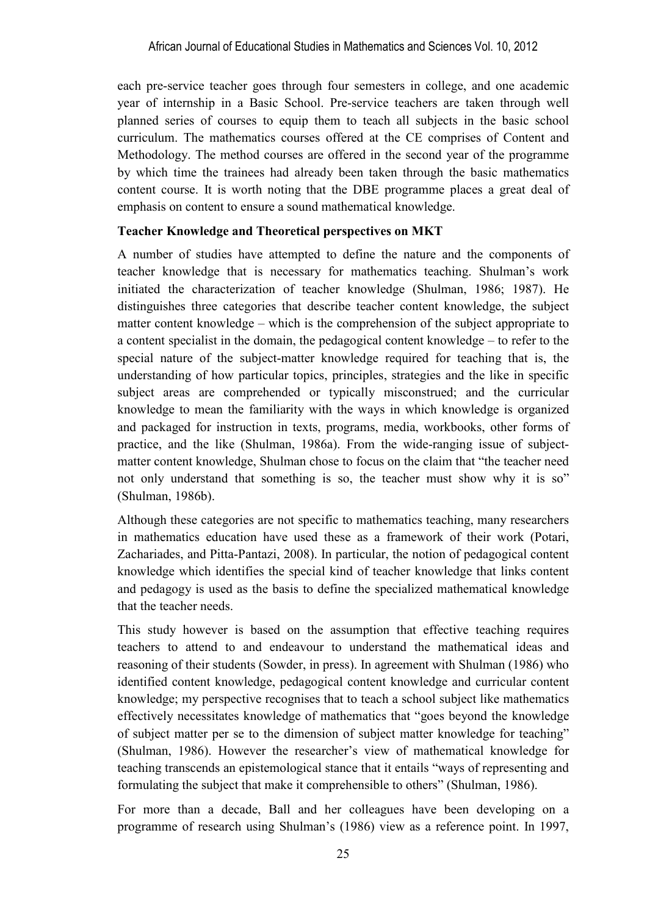each pre-service teacher goes through four semesters in college, and one academic year of internship in a Basic School. Pre-service teachers are taken through well planned series of courses to equip them to teach all subjects in the basic school curriculum. The mathematics courses offered at the CE comprises of Content and Methodology. The method courses are offered in the second year of the programme by which time the trainees had already been taken through the basic mathematics content course. It is worth noting that the DBE programme places a great deal of emphasis on content to ensure a sound mathematical knowledge.

**Teacher Knowledge and Theoretical perspectives on MKT**

A number of studies have attempted to define the nature and the components of teacher knowledge that is necessary for mathematics teaching. Shulman's work initiated the characterization of teacher knowledge (Shulman, 1986; 1987). He distinguishes three categories that describe teacher content knowledge, the subject matter content knowledge – which is the comprehension of the subject appropriate to a content specialist in the domain, the pedagogical content knowledge – to refer to the special nature of the subject-matter knowledge required for teaching that is, the understanding of how particular topics, principles, strategies and the like in specific subject areas are comprehended or typically misconstrued; and the curricular knowledge to mean the familiarity with the ways in which knowledge is organized and packaged for instruction in texts, programs, media, workbooks, other forms of practice, and the like (Shulman, 1986a). From the wide-ranging issue of subject-matter content knowledge, Shulman chose to focus on the claim that "the teacher need not only understand that something is so, the teacher must show why it is so" (Shulman, 1986b).

Although these categories are not specific to mathematics teaching, many researchers in mathematics education have used these as a framework of their work (Potari, Zachariades, and Pitta-Pantazi, 2008). In particular, the notion of pedagogical content knowledge which identifies the special kind of teacher knowledge that links content and pedagogy is used as the basis to define the specialized mathematical knowledge that the teacher needs.

This study however is based on the assumption that effective teaching requires teachers to attend to and endeavour to understand the mathematical ideas and reasoning of their students (Sowder, in press). In agreement with Shulman (1986) who identified content knowledge, pedagogical content knowledge and curricular content knowledge; my perspective recognises that to teach a school subject like mathematics effectively necessitates knowledge of mathematics that "goes beyond the knowledge of subject matter per se to the dimension of subject matter knowledge for teaching" (Shulman, 1986). However the researcher's view of mathematical knowledge for teaching transcends an epistemological stance that it entails "ways of representing and formulating the subject that make it comprehensible to others" (Shulman, 1986).

For more than a decade, Ball and her colleagues have been developing on a programme of research using Shulman's (1986) view as a reference point. In 1997,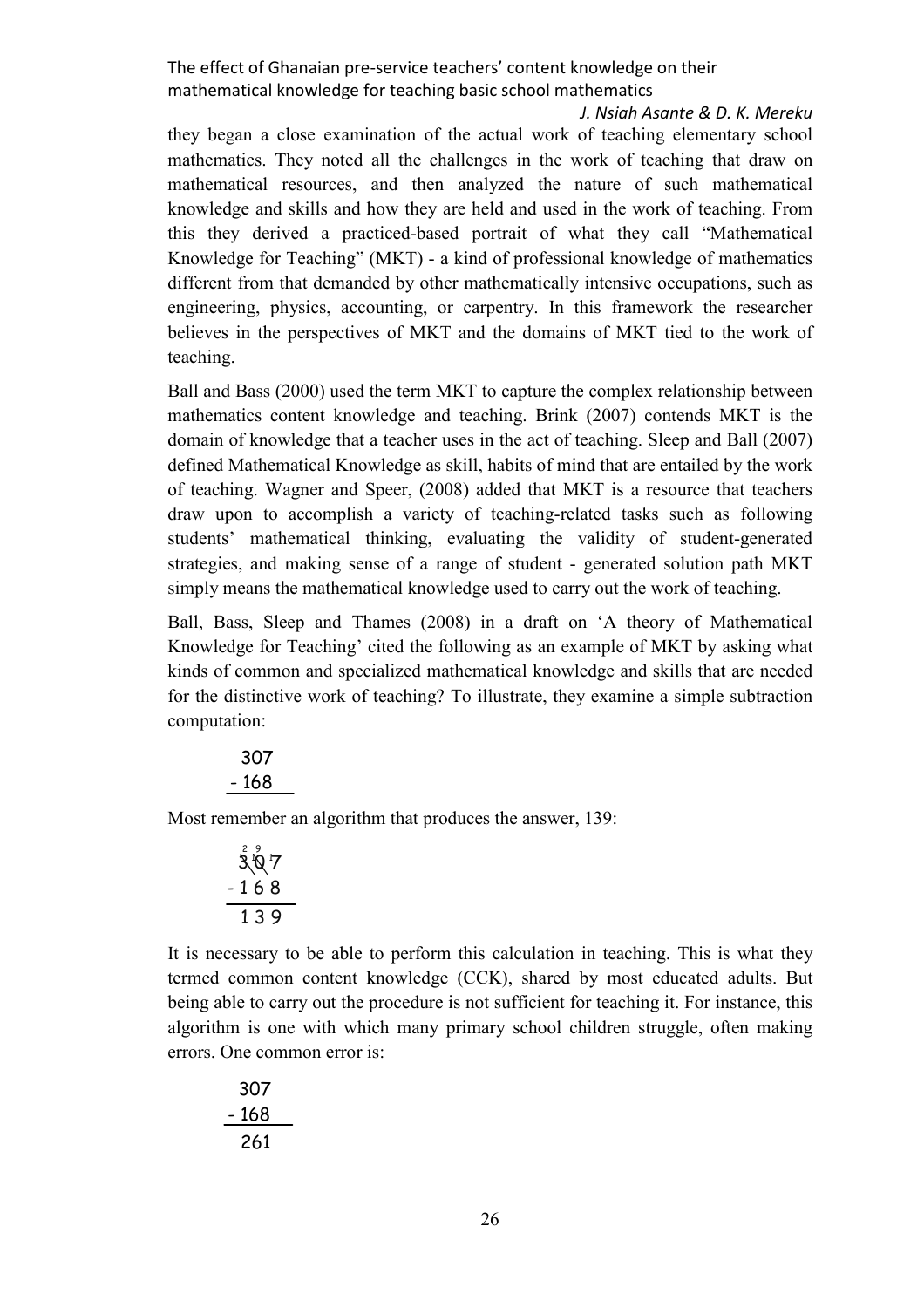they began a close examination of the actual work of teaching elementary school mathematics. They noted all the challenges in the work of teaching that draw on mathematical resources, and then analyzed the nature of such mathematical knowledge and skills and how they are held and used in the work of teaching. From this they derived a practiced-based portrait of what they call "Mathematical Knowledge for Teaching" (MKT) - a kind of professional knowledge of mathematics different from that demanded by other mathematically intensive occupations, such as engineering, physics, accounting, or carpentry. In this framework the researcher believes in the perspectives of MKT and the domains of MKT tied to the work of teaching.

Ball and Bass (2000) used the term MKT to capture the complex relationship between mathematics content knowledge and teaching. Brink (2007) contends MKT is the domain of knowledge that a teacher uses in the act of teaching. Sleep and Ball (2007) defined Mathematical Knowledge as skill, habits of mind that are entailed by the work of teaching. Wagner and Speer, (2008) added that MKT is a resource that teachers draw upon to accomplish a variety of teaching-related tasks such as following students' mathematical thinking, evaluating the validity of student-generated strategies, and making sense of a range of student - generated solution path MKT simply means the mathematical knowledge used to carry out the work of teaching.

Ball, Bass, Sleep and Thames (2008) in a draft on 'A theory of Mathematical Knowledge for Teaching' cited the following as an example of MKT by asking what kinds of common and specialized mathematical knowledge and skills that are needed for the distinctive work of teaching? To illustrate, they examine a simple subtraction computation:

$$\begin{array}{r} 307 \\ -\ 168 \\ \hline \end{array}$$

Most remember an algorithm that produces the answer, 139:

$$\begin{array}{r} \overset{2}{\cancel{3}}\,\overset{9}{\cancel{0}}\,{}^{1}7 \\ -\ 1\ 6\ 8 \\ \hline 1\ 3\ 9 \end{array}$$

It is necessary to be able to perform this calculation in teaching. This is what they termed common content knowledge (CCK), shared by most educated adults. But being able to carry out the procedure is not sufficient for teaching it. For instance, this algorithm is one with which many primary school children struggle, often making errors. One common error is:

$$\begin{array}{r} 307 \\ -\ 168 \\ \hline 261 \end{array}$$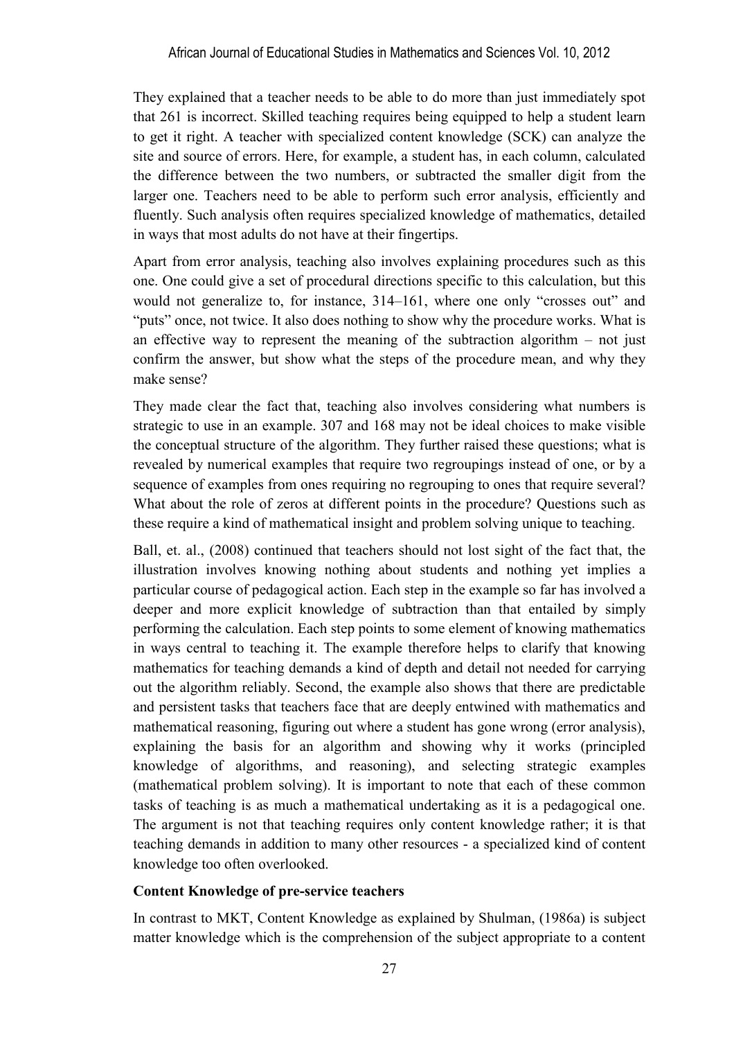They explained that a teacher needs to be able to do more than just immediately spot that 261 is incorrect. Skilled teaching requires being equipped to help a student learn to get it right. A teacher with specialized content knowledge (SCK) can analyze the site and source of errors. Here, for example, a student has, in each column, calculated the difference between the two numbers, or subtracted the smaller digit from the larger one. Teachers need to be able to perform such error analysis, efficiently and fluently. Such analysis often requires specialized knowledge of mathematics, detailed in ways that most adults do not have at their fingertips.

Apart from error analysis, teaching also involves explaining procedures such as this one. One could give a set of procedural directions specific to this calculation, but this would not generalize to, for instance, 314–161, where one only "crosses out" and "puts" once, not twice. It also does nothing to show why the procedure works. What is an effective way to represent the meaning of the subtraction algorithm – not just confirm the answer, but show what the steps of the procedure mean, and why they make sense?

They made clear the fact that, teaching also involves considering what numbers is strategic to use in an example. 307 and 168 may not be ideal choices to make visible the conceptual structure of the algorithm. They further raised these questions; what is revealed by numerical examples that require two regroupings instead of one, or by a sequence of examples from ones requiring no regrouping to ones that require several? What about the role of zeros at different points in the procedure? Questions such as these require a kind of mathematical insight and problem solving unique to teaching.

Ball, et. al., (2008) continued that teachers should not lost sight of the fact that, the illustration involves knowing nothing about students and nothing yet implies a particular course of pedagogical action. Each step in the example so far has involved a deeper and more explicit knowledge of subtraction than that entailed by simply performing the calculation. Each step points to some element of knowing mathematics in ways central to teaching it. The example therefore helps to clarify that knowing mathematics for teaching demands a kind of depth and detail not needed for carrying out the algorithm reliably. Second, the example also shows that there are predictable and persistent tasks that teachers face that are deeply entwined with mathematics and mathematical reasoning, figuring out where a student has gone wrong (error analysis), explaining the basis for an algorithm and showing why it works (principled knowledge of algorithms, and reasoning), and selecting strategic examples (mathematical problem solving). It is important to note that each of these common tasks of teaching is as much a mathematical undertaking as it is a pedagogical one. The argument is not that teaching requires only content knowledge rather; it is that teaching demands in addition to many other resources - a specialized kind of content knowledge too often overlooked.

**Content Knowledge of pre-service teachers**

In contrast to MKT, Content Knowledge as explained by Shulman, (1986a) is subject matter knowledge which is the comprehension of the subject appropriate to a content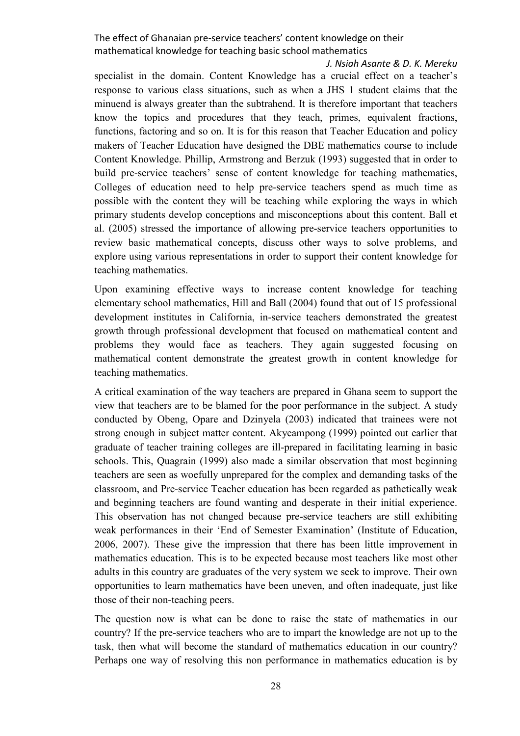specialist in the domain. Content Knowledge has a crucial effect on a teacher's response to various class situations, such as when a JHS 1 student claims that the minuend is always greater than the subtrahend. It is therefore important that teachers know the topics and procedures that they teach, primes, equivalent fractions, functions, factoring and so on. It is for this reason that Teacher Education and policy makers of Teacher Education have designed the DBE mathematics course to include Content Knowledge. Phillip, Armstrong and Berzuk (1993) suggested that in order to build pre-service teachers' sense of content knowledge for teaching mathematics, Colleges of education need to help pre-service teachers spend as much time as possible with the content they will be teaching while exploring the ways in which primary students develop conceptions and misconceptions about this content. Ball et al. (2005) stressed the importance of allowing pre-service teachers opportunities to review basic mathematical concepts, discuss other ways to solve problems, and explore using various representations in order to support their content knowledge for teaching mathematics.

Upon examining effective ways to increase content knowledge for teaching elementary school mathematics, Hill and Ball (2004) found that out of 15 professional development institutes in California, in-service teachers demonstrated the greatest growth through professional development that focused on mathematical content and problems they would face as teachers. They again suggested focusing on mathematical content demonstrate the greatest growth in content knowledge for teaching mathematics.

A critical examination of the way teachers are prepared in Ghana seem to support the view that teachers are to be blamed for the poor performance in the subject. A study conducted by Obeng, Opare and Dzinyela (2003) indicated that trainees were not strong enough in subject matter content. Akyeampong (1999) pointed out earlier that graduate of teacher training colleges are ill-prepared in facilitating learning in basic schools. This, Quagrain (1999) also made a similar observation that most beginning teachers are seen as woefully unprepared for the complex and demanding tasks of the classroom, and Pre-service Teacher education has been regarded as pathetically weak and beginning teachers are found wanting and desperate in their initial experience. This observation has not changed because pre-service teachers are still exhibiting weak performances in their 'End of Semester Examination' (Institute of Education, 2006, 2007). These give the impression that there has been little improvement in mathematics education. This is to be expected because most teachers like most other adults in this country are graduates of the very system we seek to improve. Their own opportunities to learn mathematics have been uneven, and often inadequate, just like those of their non-teaching peers.

The question now is what can be done to raise the state of mathematics in our country? If the pre-service teachers who are to impart the knowledge are not up to the task, then what will become the standard of mathematics education in our country? Perhaps one way of resolving this non performance in mathematics education is by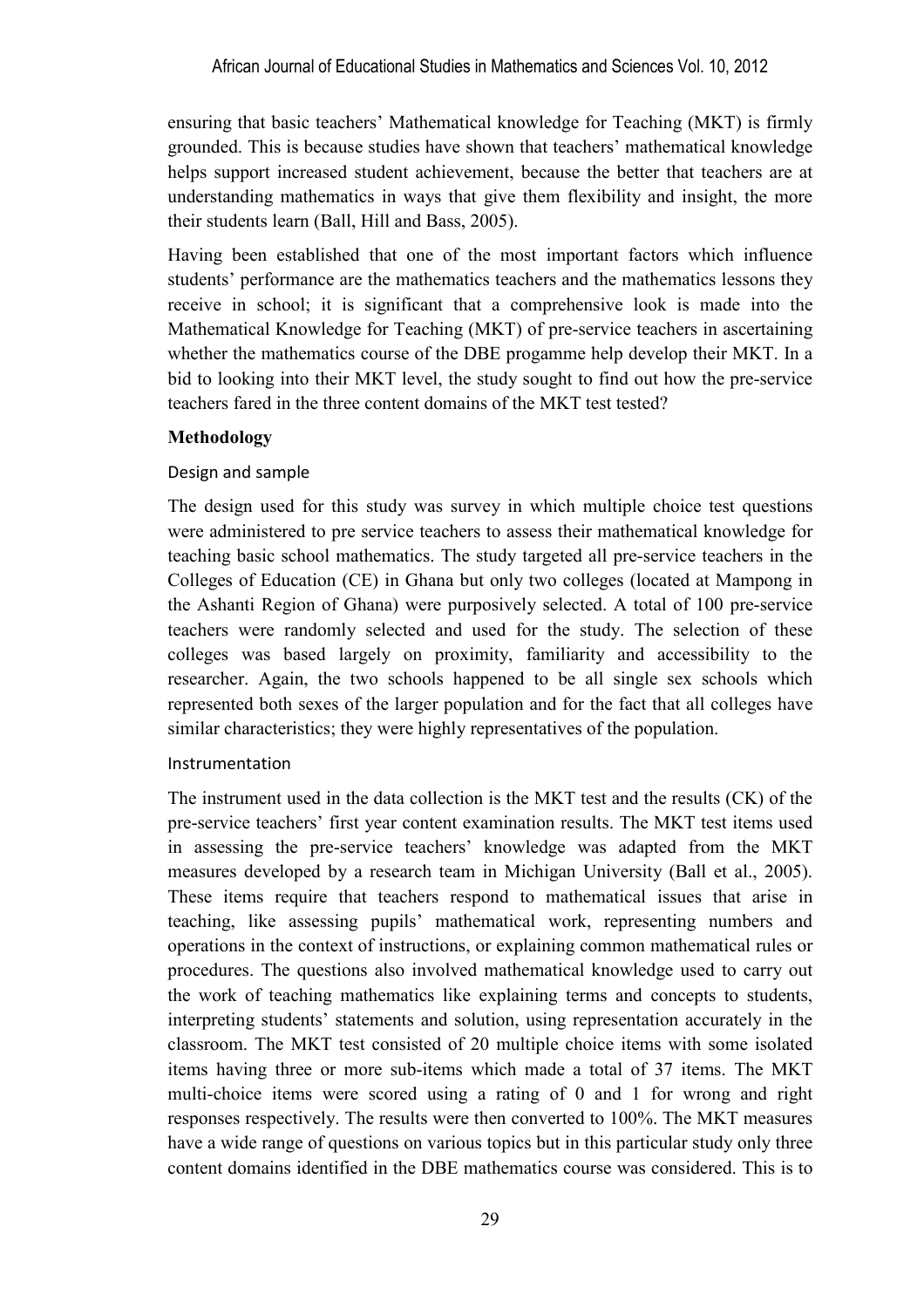ensuring that basic teachers' Mathematical knowledge for Teaching (MKT) is firmly grounded. This is because studies have shown that teachers' mathematical knowledge helps support increased student achievement, because the better that teachers are at understanding mathematics in ways that give them flexibility and insight, the more their students learn (Ball, Hill and Bass, 2005).

Having been established that one of the most important factors which influence students' performance are the mathematics teachers and the mathematics lessons they receive in school; it is significant that a comprehensive look is made into the Mathematical Knowledge for Teaching (MKT) of pre-service teachers in ascertaining whether the mathematics course of the DBE progamme help develop their MKT. In a bid to looking into their MKT level, the study sought to find out how the pre-service teachers fared in the three content domains of the MKT test tested?

## Methodology

### Design and sample

The design used for this study was survey in which multiple choice test questions were administered to pre service teachers to assess their mathematical knowledge for teaching basic school mathematics. The study targeted all pre-service teachers in the Colleges of Education (CE) in Ghana but only two colleges (located at Mampong in the Ashanti Region of Ghana) were purposively selected. A total of 100 pre-service teachers were randomly selected and used for the study. The selection of these colleges was based largely on proximity, familiarity and accessibility to the researcher. Again, the two schools happened to be all single sex schools which represented both sexes of the larger population and for the fact that all colleges have similar characteristics; they were highly representatives of the population.

### Instrumentation

The instrument used in the data collection is the MKT test and the results (CK) of the pre-service teachers' first year content examination results. The MKT test items used in assessing the pre-service teachers' knowledge was adapted from the MKT measures developed by a research team in Michigan University (Ball et al., 2005). These items require that teachers respond to mathematical issues that arise in teaching, like assessing pupils' mathematical work, representing numbers and operations in the context of instructions, or explaining common mathematical rules or procedures. The questions also involved mathematical knowledge used to carry out the work of teaching mathematics like explaining terms and concepts to students, interpreting students' statements and solution, using representation accurately in the classroom. The MKT test consisted of 20 multiple choice items with some isolated items having three or more sub-items which made a total of 37 items. The MKT multi-choice items were scored using a rating of 0 and 1 for wrong and right responses respectively. The results were then converted to 100%. The MKT measures have a wide range of questions on various topics but in this particular study only three content domains identified in the DBE mathematics course was considered. This is to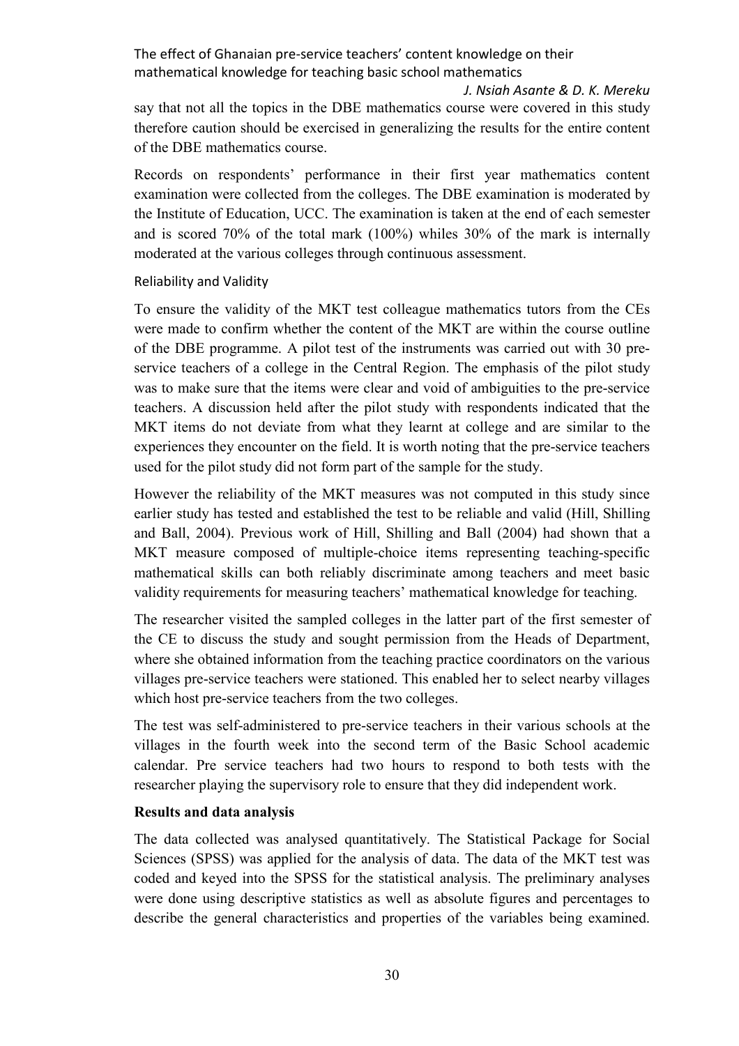say that not all the topics in the DBE mathematics course were covered in this study therefore caution should be exercised in generalizing the results for the entire content of the DBE mathematics course.

Records on respondents' performance in their first year mathematics content examination were collected from the colleges. The DBE examination is moderated by the Institute of Education, UCC. The examination is taken at the end of each semester and is scored 70% of the total mark (100%) whiles 30% of the mark is internally moderated at the various colleges through continuous assessment.

### Reliability and Validity

To ensure the validity of the MKT test colleague mathematics tutors from the CEs were made to confirm whether the content of the MKT are within the course outline of the DBE programme. A pilot test of the instruments was carried out with 30 pre-service teachers of a college in the Central Region. The emphasis of the pilot study was to make sure that the items were clear and void of ambiguities to the pre-service teachers. A discussion held after the pilot study with respondents indicated that the MKT items do not deviate from what they learnt at college and are similar to the experiences they encounter on the field. It is worth noting that the pre-service teachers used for the pilot study did not form part of the sample for the study.

However the reliability of the MKT measures was not computed in this study since earlier study has tested and established the test to be reliable and valid (Hill, Shilling and Ball, 2004). Previous work of Hill, Shilling and Ball (2004) had shown that a MKT measure composed of multiple-choice items representing teaching-specific mathematical skills can both reliably discriminate among teachers and meet basic validity requirements for measuring teachers' mathematical knowledge for teaching.

The researcher visited the sampled colleges in the latter part of the first semester of the CE to discuss the study and sought permission from the Heads of Department, where she obtained information from the teaching practice coordinators on the various villages pre-service teachers were stationed. This enabled her to select nearby villages which host pre-service teachers from the two colleges.

The test was self-administered to pre-service teachers in their various schools at the villages in the fourth week into the second term of the Basic School academic calendar. Pre service teachers had two hours to respond to both tests with the researcher playing the supervisory role to ensure that they did independent work.

## Results and data analysis

The data collected was analysed quantitatively. The Statistical Package for Social Sciences (SPSS) was applied for the analysis of data. The data of the MKT test was coded and keyed into the SPSS for the statistical analysis. The preliminary analyses were done using descriptive statistics as well as absolute figures and percentages to describe the general characteristics and properties of the variables being examined.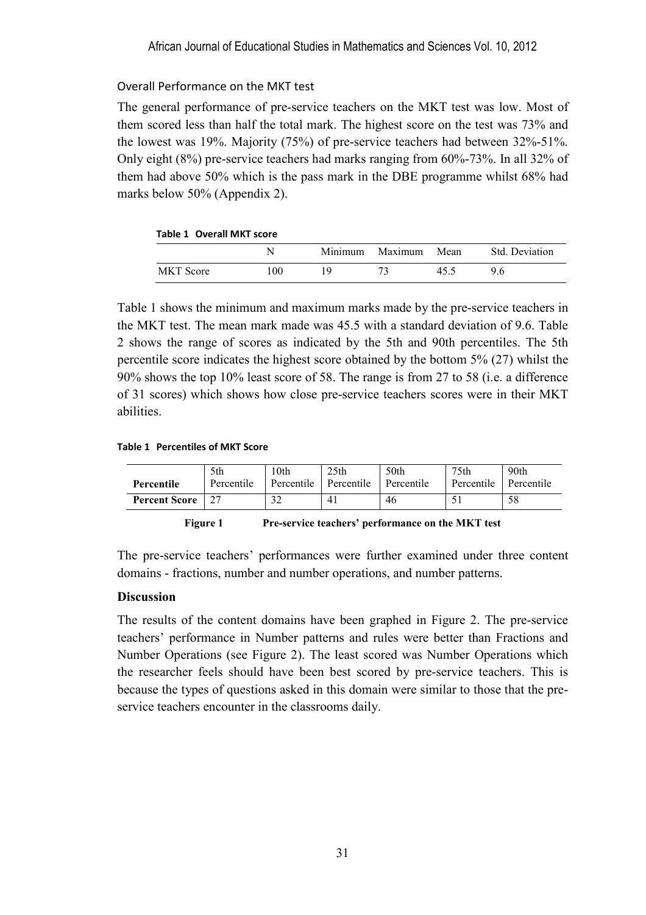### Overall Performance on the MKT test

The general performance of pre-service teachers on the MKT test was low. Most of them scored less than half the total mark. The highest score on the test was 73% and the lowest was 19%. Majority (75%) of pre-service teachers had between 32%-51%. Only eight (8%) pre-service teachers had marks ranging from 60%-73%. In all 32% of them had above 50% which is the pass mark in the DBE programme whilst 68% had marks below 50% (Appendix 2).

**Table 1 Overall MKT score**

| | N | Minimum | Maximum | Mean | Std. Deviation |
|---|---|---|---|---|---|
| MKT Score | 100 | 19 | 73 | 45.5 | 9.6 |

Table 1 shows the minimum and maximum marks made by the pre-service teachers in the MKT test. The mean mark made was 45.5 with a standard deviation of 9.6. Table 2 shows the range of scores as indicated by the 5th and 90th percentiles. The 5th percentile score indicates the highest score obtained by the bottom 5% (27) whilst the 90% shows the top 10% least score of 58. The range is from 27 to 58 (i.e. a difference of 31 scores) which shows how close pre-service teachers scores were in their MKT abilities.

**Table 1 Percentiles of MKT Score**

| **Percentile** | 5th Percentile | 10th Percentile | 25th Percentile | 50th Percentile | 75th Percentile | 90th Percentile |
|---|---|---|---|---|---|---|
| **Percent Score** | 27 | 32 | 41 | 46 | 51 | 58 |

**Figure 1 Pre-service teachers' performance on the MKT test**

The pre-service teachers' performances were further examined under three content domains - fractions, number and number operations, and number patterns.

### Discussion

The results of the content domains have been graphed in Figure 2. The pre-service teachers' performance in Number patterns and rules were better than Fractions and Number Operations (see Figure 2). The least scored was Number Operations which the researcher feels should have been best scored by pre-service teachers. This is because the types of questions asked in this domain were similar to those that the pre-service teachers encounter in the classrooms daily.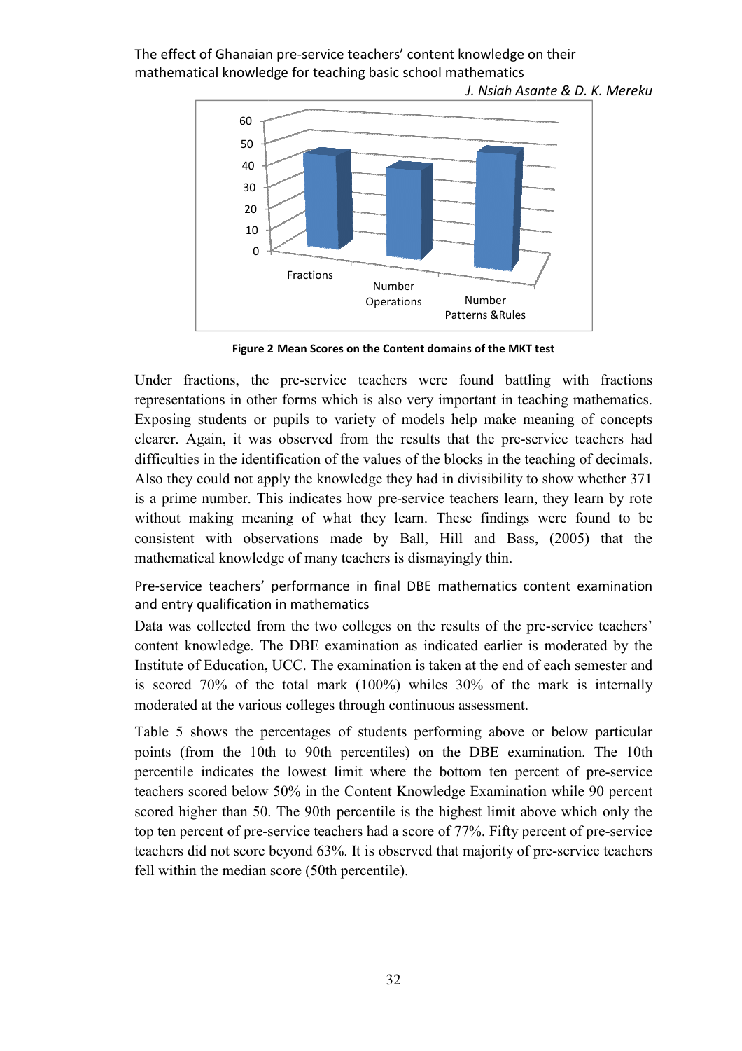**Figure 2 Mean Scores on the Content domains of the MKT test**

Under fractions, the pre-service teachers were found battling with fractions representations in other forms which is also very important in teaching mathematics. Exposing students or pupils to variety of models help make meaning of concepts clearer. Again, it was observed from the results that the pre-service teachers had difficulties in the identification of the values of the blocks in the teaching of decimals. Also they could not apply the knowledge they had in divisibility to show whether 371 is a prime number. This indicates how pre-service teachers learn, they learn by rote without making meaning of what they learn. These findings were found to be consistent with observations made by Ball, Hill and Bass, (2005) that the mathematical knowledge of many teachers is dismayingly thin.

### Pre-service teachers' performance in final DBE mathematics content examination and entry qualification in mathematics

Data was collected from the two colleges on the results of the pre-service teachers' content knowledge. The DBE examination as indicated earlier is moderated by the Institute of Education, UCC. The examination is taken at the end of each semester and is scored 70% of the total mark (100%) whiles 30% of the mark is internally moderated at the various colleges through continuous assessment.

Table 5 shows the percentages of students performing above or below particular points (from the 10th to 90th percentiles) on the DBE examination. The 10th percentile indicates the lowest limit where the bottom ten percent of pre-service teachers scored below 50% in the Content Knowledge Examination while 90 percent scored higher than 50. The 90th percentile is the highest limit above which only the top ten percent of pre-service teachers had a score of 77%. Fifty percent of pre-service teachers did not score beyond 63%. It is observed that majority of pre-service teachers fell within the median score (50th percentile).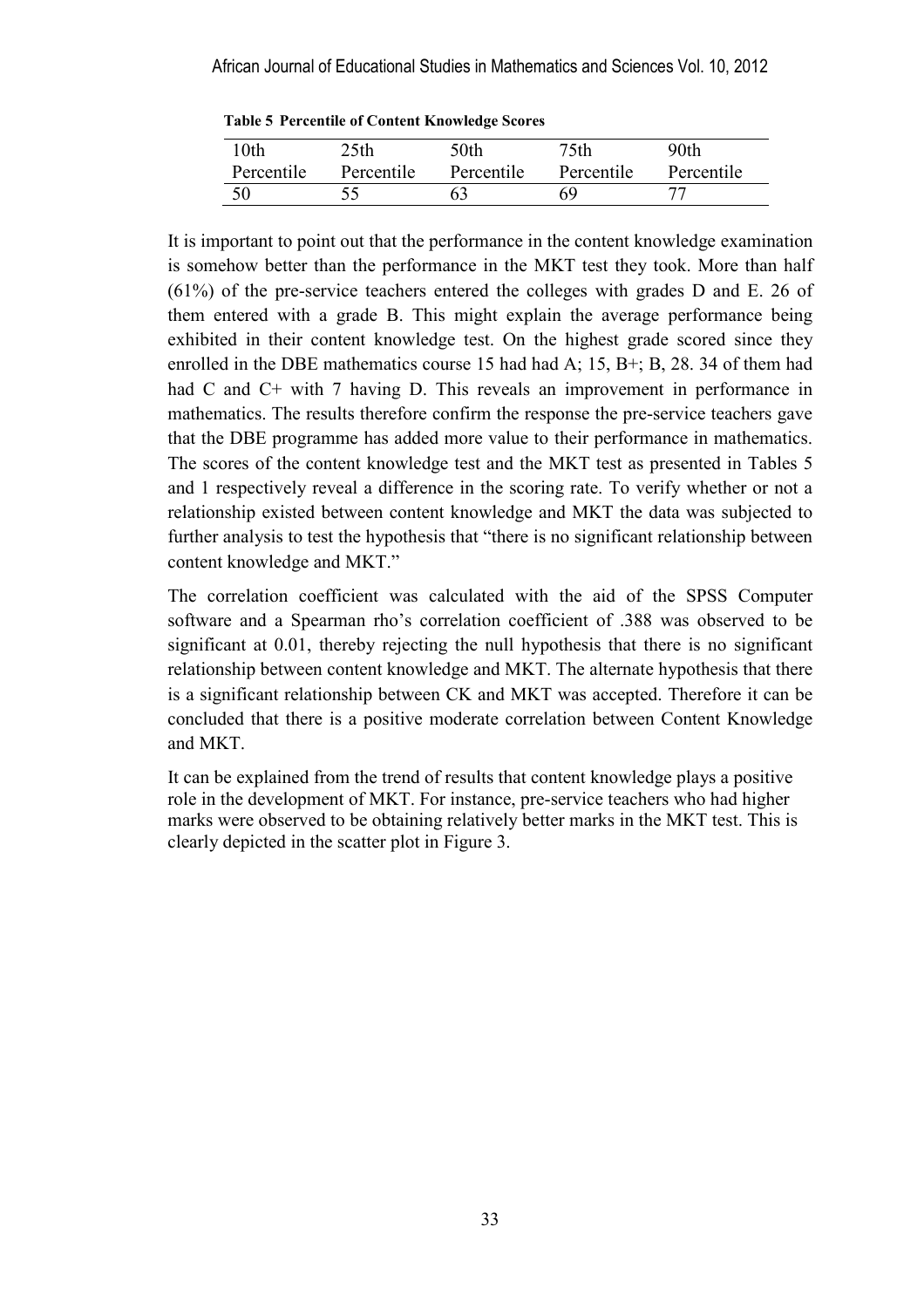**Table 5 Percentile of Content Knowledge Scores**

| 10th Percentile | 25th Percentile | 50th Percentile | 75th Percentile | 90th Percentile |
|---|---|---|---|---|
| 50 | 55 | 63 | 69 | 77 |

It is important to point out that the performance in the content knowledge examination is somehow better than the performance in the MKT test they took. More than half (61%) of the pre-service teachers entered the colleges with grades D and E. 26 of them entered with a grade B. This might explain the average performance being exhibited in their content knowledge test. On the highest grade scored since they enrolled in the DBE mathematics course 15 had had A; 15, B+; B, 28. 34 of them had had C and C+ with 7 having D. This reveals an improvement in performance in mathematics. The results therefore confirm the response the pre-service teachers gave that the DBE programme has added more value to their performance in mathematics. The scores of the content knowledge test and the MKT test as presented in Tables 5 and 1 respectively reveal a difference in the scoring rate. To verify whether or not a relationship existed between content knowledge and MKT the data was subjected to further analysis to test the hypothesis that "there is no significant relationship between content knowledge and MKT."

The correlation coefficient was calculated with the aid of the SPSS Computer software and a Spearman rho's correlation coefficient of .388 was observed to be significant at 0.01, thereby rejecting the null hypothesis that there is no significant relationship between content knowledge and MKT. The alternate hypothesis that there is a significant relationship between CK and MKT was accepted. Therefore it can be concluded that there is a positive moderate correlation between Content Knowledge and MKT.

It can be explained from the trend of results that content knowledge plays a positive role in the development of MKT. For instance, pre-service teachers who had higher marks were observed to be obtaining relatively better marks in the MKT test. This is clearly depicted in the scatter plot in Figure 3.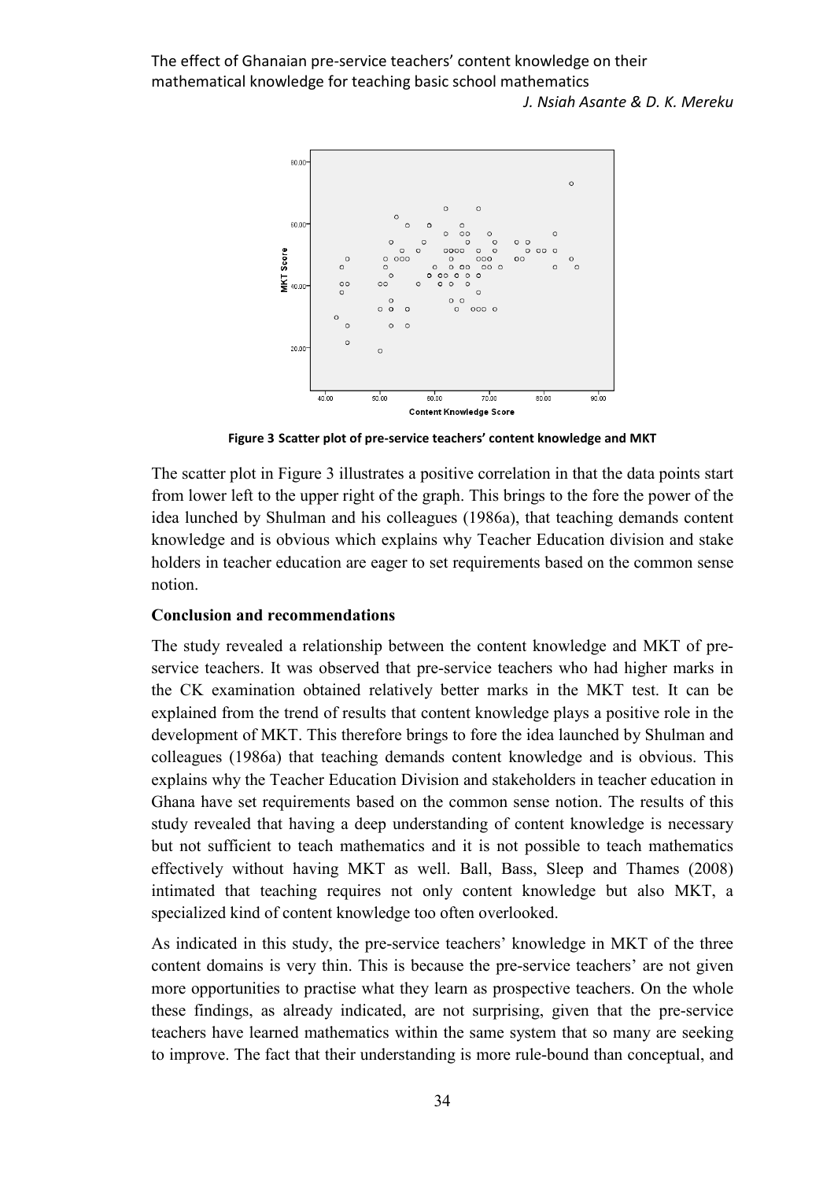Figure 3 Scatter plot of pre-service teachers' content knowledge and MKT

The scatter plot in Figure 3 illustrates a positive correlation in that the data points start from lower left to the upper right of the graph. This brings to the fore the power of the idea lunched by Shulman and his colleagues (1986a), that teaching demands content knowledge and is obvious which explains why Teacher Education division and stake holders in teacher education are eager to set requirements based on the common sense notion.

**Conclusion and recommendations**

The study revealed a relationship between the content knowledge and MKT of pre-service teachers. It was observed that pre-service teachers who had higher marks in the CK examination obtained relatively better marks in the MKT test. It can be explained from the trend of results that content knowledge plays a positive role in the development of MKT. This therefore brings to fore the idea launched by Shulman and colleagues (1986a) that teaching demands content knowledge and is obvious. This explains why the Teacher Education Division and stakeholders in teacher education in Ghana have set requirements based on the common sense notion. The results of this study revealed that having a deep understanding of content knowledge is necessary but not sufficient to teach mathematics and it is not possible to teach mathematics effectively without having MKT as well. Ball, Bass, Sleep and Thames (2008) intimated that teaching requires not only content knowledge but also MKT, a specialized kind of content knowledge too often overlooked.

As indicated in this study, the pre-service teachers' knowledge in MKT of the three content domains is very thin. This is because the pre-service teachers' are not given more opportunities to practise what they learn as prospective teachers. On the whole these findings, as already indicated, are not surprising, given that the pre-service teachers have learned mathematics within the same system that so many are seeking to improve. The fact that their understanding is more rule-bound than conceptual, and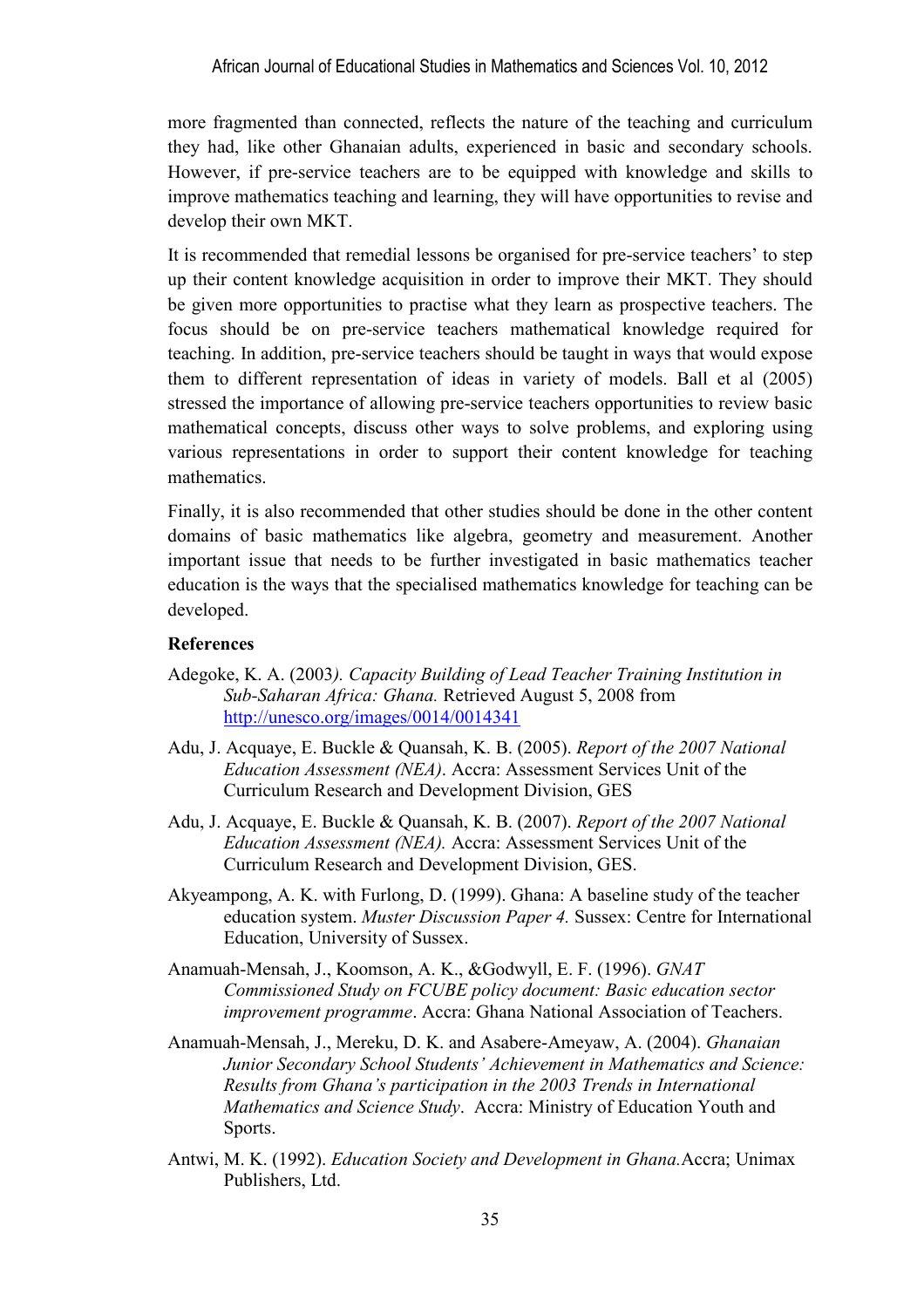more fragmented than connected, reflects the nature of the teaching and curriculum they had, like other Ghanaian adults, experienced in basic and secondary schools. However, if pre-service teachers are to be equipped with knowledge and skills to improve mathematics teaching and learning, they will have opportunities to revise and develop their own MKT.

It is recommended that remedial lessons be organised for pre-service teachers' to step up their content knowledge acquisition in order to improve their MKT. They should be given more opportunities to practise what they learn as prospective teachers. The focus should be on pre-service teachers mathematical knowledge required for teaching. In addition, pre-service teachers should be taught in ways that would expose them to different representation of ideas in variety of models. Ball et al (2005) stressed the importance of allowing pre-service teachers opportunities to review basic mathematical concepts, discuss other ways to solve problems, and exploring using various representations in order to support their content knowledge for teaching mathematics.

Finally, it is also recommended that other studies should be done in the other content domains of basic mathematics like algebra, geometry and measurement. Another important issue that needs to be further investigated in basic mathematics teacher education is the ways that the specialised mathematics knowledge for teaching can be developed.

**References**

Adegoke, K. A. (2003*). Capacity Building of Lead Teacher Training Institution in Sub-Saharan Africa: Ghana.* Retrieved August 5, 2008 from http://unesco.org/images/0014/0014341

Adu, J. Acquaye, E. Buckle & Quansah, K. B. (2005). *Report of the 2007 National Education Assessment (NEA)*. Accra: Assessment Services Unit of the Curriculum Research and Development Division, GES

Adu, J. Acquaye, E. Buckle & Quansah, K. B. (2007). *Report of the 2007 National Education Assessment (NEA).* Accra: Assessment Services Unit of the Curriculum Research and Development Division, GES.

Akyeampong, A. K. with Furlong, D. (1999). Ghana: A baseline study of the teacher education system. *Muster Discussion Paper 4.* Sussex: Centre for International Education, University of Sussex.

Anamuah-Mensah, J., Koomson, A. K., &Godwyll, E. F. (1996). *GNAT Commissioned Study on FCUBE policy document: Basic education sector improvement programme*. Accra: Ghana National Association of Teachers.

Anamuah-Mensah, J., Mereku, D. K. and Asabere-Ameyaw, A. (2004). *Ghanaian Junior Secondary School Students' Achievement in Mathematics and Science: Results from Ghana's participation in the 2003 Trends in International Mathematics and Science Study*. Accra: Ministry of Education Youth and Sports.

Antwi, M. K. (1992). *Education Society and Development in Ghana.*Accra; Unimax Publishers, Ltd.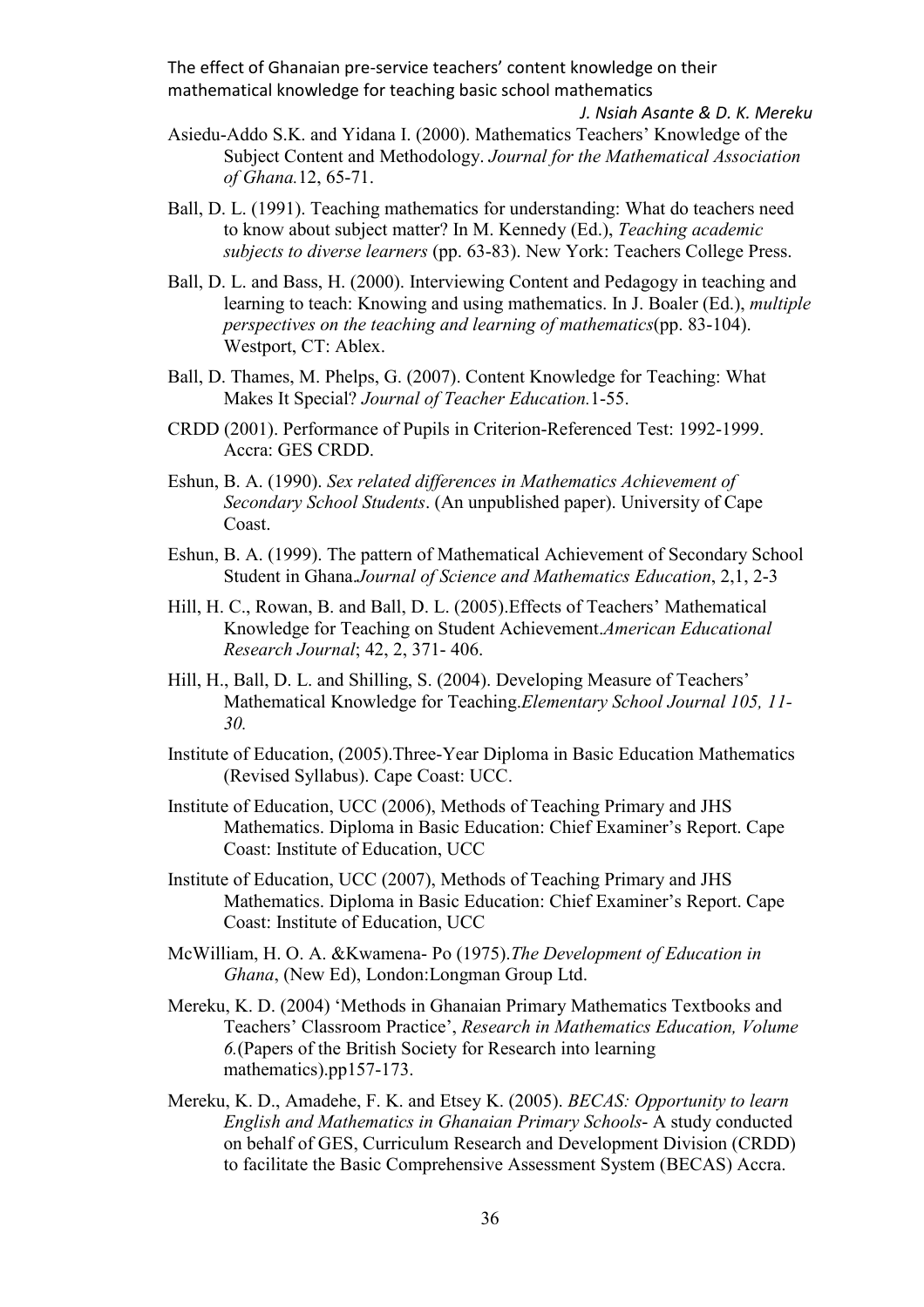Asiedu-Addo S.K. and Yidana I. (2000). Mathematics Teachers' Knowledge of the Subject Content and Methodology. *Journal for the Mathematical Association of Ghana.*12, 65-71.

Ball, D. L. (1991). Teaching mathematics for understanding: What do teachers need to know about subject matter? In M. Kennedy (Ed.), *Teaching academic subjects to diverse learners* (pp. 63-83). New York: Teachers College Press.

Ball, D. L. and Bass, H. (2000). Interviewing Content and Pedagogy in teaching and learning to teach: Knowing and using mathematics. In J. Boaler (Ed.), *multiple perspectives on the teaching and learning of mathematics*(pp. 83-104). Westport, CT: Ablex.

Ball, D. Thames, M. Phelps, G. (2007). Content Knowledge for Teaching: What Makes It Special? *Journal of Teacher Education.*1-55.

CRDD (2001). Performance of Pupils in Criterion-Referenced Test: 1992-1999. Accra: GES CRDD.

Eshun, B. A. (1990). *Sex related differences in Mathematics Achievement of Secondary School Students*. (An unpublished paper). University of Cape Coast.

Eshun, B. A. (1999). The pattern of Mathematical Achievement of Secondary School Student in Ghana.*Journal of Science and Mathematics Education*, 2,1, 2-3

Hill, H. C., Rowan, B. and Ball, D. L. (2005).Effects of Teachers' Mathematical Knowledge for Teaching on Student Achievement.*American Educational Research Journal*; 42, 2, 371- 406.

Hill, H., Ball, D. L. and Shilling, S. (2004). Developing Measure of Teachers' Mathematical Knowledge for Teaching.*Elementary School Journal 105, 11-30.*

Institute of Education, (2005).Three-Year Diploma in Basic Education Mathematics (Revised Syllabus). Cape Coast: UCC.

Institute of Education, UCC (2006), Methods of Teaching Primary and JHS Mathematics. Diploma in Basic Education: Chief Examiner's Report. Cape Coast: Institute of Education, UCC

Institute of Education, UCC (2007), Methods of Teaching Primary and JHS Mathematics. Diploma in Basic Education: Chief Examiner's Report. Cape Coast: Institute of Education, UCC

McWilliam, H. O. A. &Kwamena- Po (1975).*The Development of Education in Ghana*, (New Ed), London:Longman Group Ltd.

Mereku, K. D. (2004) 'Methods in Ghanaian Primary Mathematics Textbooks and Teachers' Classroom Practice', *Research in Mathematics Education, Volume 6.*(Papers of the British Society for Research into learning mathematics).pp157-173.

Mereku, K. D., Amadehe, F. K. and Etsey K. (2005). *BECAS: Opportunity to learn English and Mathematics in Ghanaian Primary Schools*- A study conducted on behalf of GES, Curriculum Research and Development Division (CRDD) to facilitate the Basic Comprehensive Assessment System (BECAS) Accra.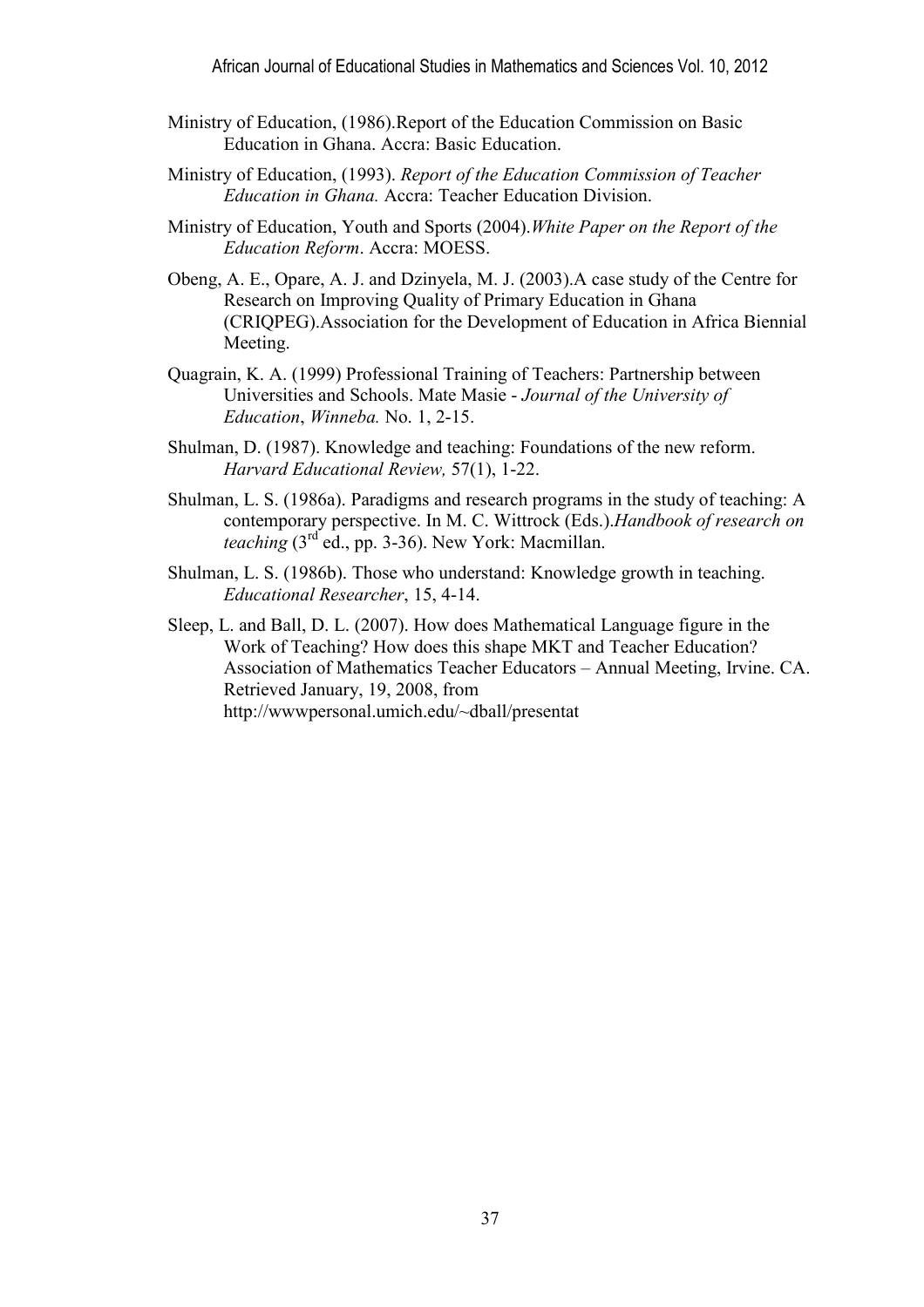Ministry of Education, (1986).Report of the Education Commission on Basic Education in Ghana. Accra: Basic Education.

Ministry of Education, (1993). *Report of the Education Commission of Teacher Education in Ghana.* Accra: Teacher Education Division.

Ministry of Education, Youth and Sports (2004).*White Paper on the Report of the Education Reform*. Accra: MOESS.

Obeng, A. E., Opare, A. J. and Dzinyela, M. J. (2003).A case study of the Centre for Research on Improving Quality of Primary Education in Ghana (CRIQPEG).Association for the Development of Education in Africa Biennial Meeting.

Quagrain, K. A. (1999) Professional Training of Teachers: Partnership between Universities and Schools. Mate Masie - *Journal of the University of Education*, *Winneba.* No. 1, 2-15.

Shulman, D. (1987). Knowledge and teaching: Foundations of the new reform. *Harvard Educational Review,* 57(1), 1-22.

Shulman, L. S. (1986a). Paradigms and research programs in the study of teaching: A contemporary perspective. In M. C. Wittrock (Eds.).*Handbook of research on teaching* (3rd ed., pp. 3-36). New York: Macmillan.

Shulman, L. S. (1986b). Those who understand: Knowledge growth in teaching. *Educational Researcher*, 15, 4-14.

Sleep, L. and Ball, D. L. (2007). How does Mathematical Language figure in the Work of Teaching? How does this shape MKT and Teacher Education? Association of Mathematics Teacher Educators – Annual Meeting, Irvine. CA. Retrieved January, 19, 2008, from http://wwwpersonal.umich.edu/~dball/presentat